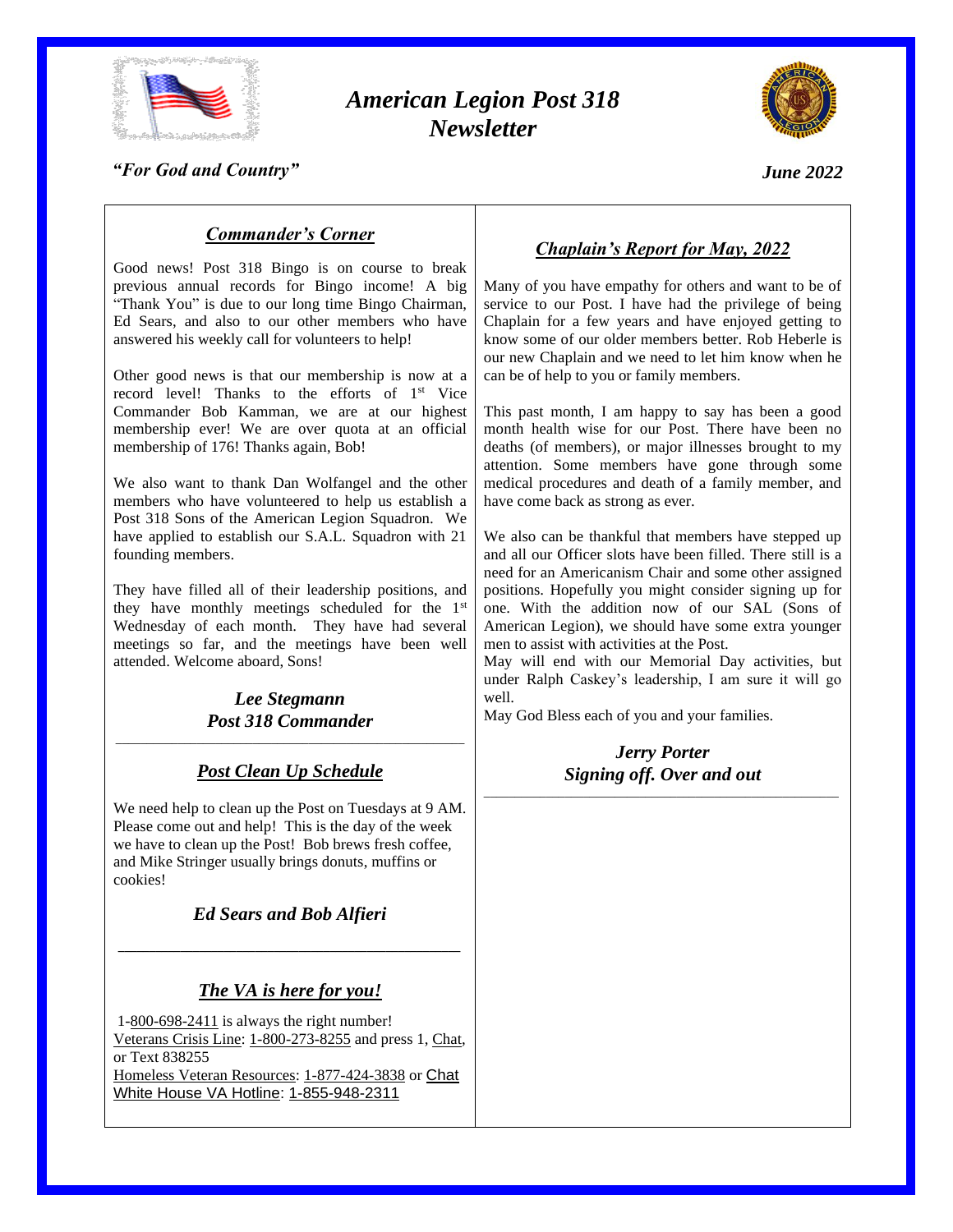# *American Legion Post 318 Newsletter*

***"For God and Country"***

***June 2022***

## ***Commander's Corner***

Good news! Post 318 Bingo is on course to break previous annual records for Bingo income! A big "Thank You" is due to our long time Bingo Chairman, Ed Sears, and also to our other members who have answered his weekly call for volunteers to help!

Other good news is that our membership is now at a record level! Thanks to the efforts of 1st Vice Commander Bob Kamman, we are at our highest membership ever! We are over quota at an official membership of 176! Thanks again, Bob!

We also want to thank Dan Wolfangel and the other members who have volunteered to help us establish a Post 318 Sons of the American Legion Squadron. We have applied to establish our S.A.L. Squadron with 21 founding members.

They have filled all of their leadership positions, and they have monthly meetings scheduled for the 1st Wednesday of each month. They have had several meetings so far, and the meetings have been well attended. Welcome aboard, Sons!

***Lee Stegmann***
***Post 318 Commander***

---

## ***Post Clean Up Schedule***

We need help to clean up the Post on Tuesdays at 9 AM. Please come out and help! This is the day of the week we have to clean up the Post! Bob brews fresh coffee, and Mike Stringer usually brings donuts, muffins or cookies!

***Ed Sears and Bob Alfieri***

---

## ***The VA is here for you!***

1-800-698-2411 is always the right number!
Veterans Crisis Line: 1-800-273-8255 and press 1, Chat, or Text 838255
Homeless Veteran Resources: 1-877-424-3838 or Chat
White House VA Hotline: 1-855-948-2311

## ***Chaplain's Report for May, 2022***

Many of you have empathy for others and want to be of service to our Post. I have had the privilege of being Chaplain for a few years and have enjoyed getting to know some of our older members better. Rob Heberle is our new Chaplain and we need to let him know when he can be of help to you or family members.

This past month, I am happy to say has been a good month health wise for our Post. There have been no deaths (of members), or major illnesses brought to my attention. Some members have gone through some medical procedures and death of a family member, and have come back as strong as ever.

We also can be thankful that members have stepped up and all our Officer slots have been filled. There still is a need for an Americanism Chair and some other assigned positions. Hopefully you might consider signing up for one. With the addition now of our SAL (Sons of American Legion), we should have some extra younger men to assist with activities at the Post.
May will end with our Memorial Day activities, but under Ralph Caskey's leadership, I am sure it will go well.
May God Bless each of you and your families.

***Jerry Porter***
***Signing off. Over and out***

---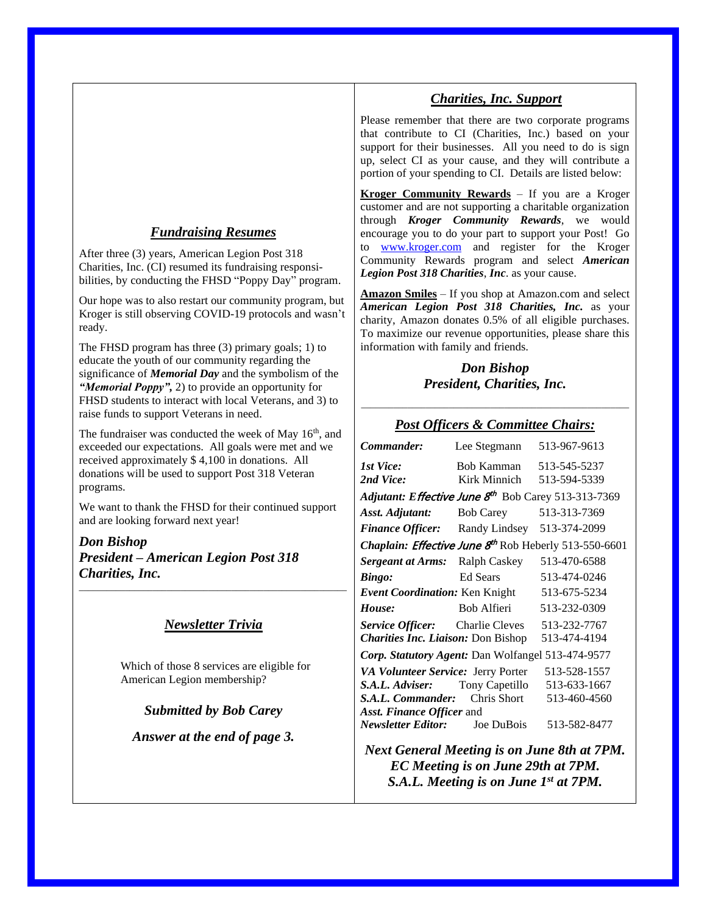## *Fundraising Resumes*

After three (3) years, American Legion Post 318 Charities, Inc. (CI) resumed its fundraising responsibilities, by conducting the FHSD "Poppy Day" program.

Our hope was to also restart our community program, but Kroger is still observing COVID-19 protocols and wasn't ready.

The FHSD program has three (3) primary goals; 1) to educate the youth of our community regarding the significance of ***Memorial Day*** and the symbolism of the ***"Memorial Poppy"***, 2) to provide an opportunity for FHSD students to interact with local Veterans, and 3) to raise funds to support Veterans in need.

The fundraiser was conducted the week of May 16th, and exceeded our expectations. All goals were met and we received approximately $ 4,100 in donations. All donations will be used to support Post 318 Veteran programs.

We want to thank the FHSD for their continued support and are looking forward next year!

***Don Bishop***
***President – American Legion Post 318 Charities, Inc.***

---

## *Newsletter Trivia*

Which of those 8 services are eligible for American Legion membership?

***Submitted by Bob Carey***

***Answer at the end of page 3.***

## *Charities, Inc. Support*

Please remember that there are two corporate programs that contribute to CI (Charities, Inc.) based on your support for their businesses. All you need to do is sign up, select CI as your cause, and they will contribute a portion of your spending to CI. Details are listed below:

**Kroger Community Rewards** – If you are a Kroger customer and are not supporting a charitable organization through ***Kroger Community Rewards***, we would encourage you to do your part to support your Post! Go to www.kroger.com and register for the Kroger Community Rewards program and select ***American Legion Post 318 Charities***, ***Inc***. as your cause.

**Amazon Smiles** – If you shop at Amazon.com and select ***American Legion Post 318 Charities, Inc.*** as your charity, Amazon donates 0.5% of all eligible purchases. To maximize our revenue opportunities, please share this information with family and friends.

***Don Bishop***
***President, Charities, Inc.***

---

## *Post Officers & Committee Chairs:*

***Commander:*** Lee Stegmann 513-967-9613

***1st Vice:*** Bob Kamman 513-545-5237
***2nd Vice:*** Kirk Minnich 513-594-5339

***Adjutant: Effective June 8th*** Bob Carey 513-313-7369

***Asst. Adjutant:*** Bob Carey 513-313-7369

***Finance Officer:*** Randy Lindsey 513-374-2099

***Chaplain: Effective June 8th*** Rob Heberly 513-550-6601

***Sergeant at Arms:*** Ralph Caskey 513-470-6588

***Bingo:*** Ed Sears 513-474-0246

***Event Coordination:*** Ken Knight 513-675-5234

***House:*** Bob Alfieri 513-232-0309

***Service Officer:*** Charlie Cleves 513-232-7767
***Charities Inc. Liaison:*** Don Bishop 513-474-4194

***Corp. Statutory Agent:*** Dan Wolfangel 513-474-9577

***VA Volunteer Service:*** Jerry Porter 513-528-1557
***S.A.L. Adviser:*** Tony Capetillo 513-633-1667
***S.A.L. Commander:*** Chris Short 513-460-4560
***Asst. Finance Officer*** and
***Newsletter Editor:*** Joe DuBois 513-582-8477

***Next General Meeting is on June 8th at 7PM.***
***EC Meeting is on June 29th at 7PM.***
***S.A.L. Meeting is on June 1st at 7PM.***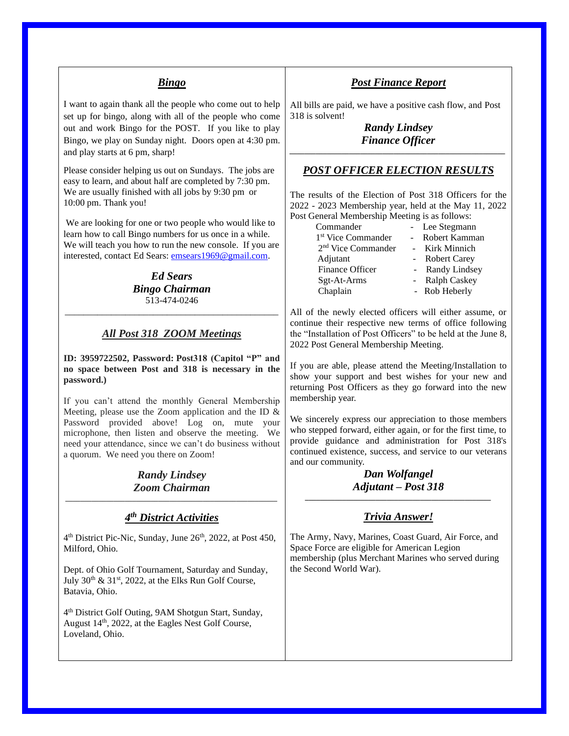## *Bingo*

I want to again thank all the people who come out to help set up for bingo, along with all of the people who come out and work Bingo for the POST. If you like to play Bingo, we play on Sunday night. Doors open at 4:30 pm. and play starts at 6 pm, sharp!

Please consider helping us out on Sundays. The jobs are easy to learn, and about half are completed by 7:30 pm. We are usually finished with all jobs by 9:30 pm or 10:00 pm. Thank you!

We are looking for one or two people who would like to learn how to call Bingo numbers for us once in a while. We will teach you how to run the new console. If you are interested, contact Ed Sears: emsears1969@gmail.com.

***Ed Sears***
***Bingo Chairman***
513-474-0246

---

## *All Post 318 ZOOM Meetings*

**ID: 3959722502, Password: Post318 (Capitol "P" and no space between Post and 318 is necessary in the password.)**

If you can't attend the monthly General Membership Meeting, please use the Zoom application and the ID & Password provided above! Log on, mute your microphone, then listen and observe the meeting. We need your attendance, since we can't do business without a quorum. We need you there on Zoom!

***Randy Lindsey***
***Zoom Chairman***

---

## *4th District Activities*

4th District Pic-Nic, Sunday, June 26th, 2022, at Post 450, Milford, Ohio.

Dept. of Ohio Golf Tournament, Saturday and Sunday, July 30th & 31st, 2022, at the Elks Run Golf Course, Batavia, Ohio.

4th District Golf Outing, 9AM Shotgun Start, Sunday, August 14th, 2022, at the Eagles Nest Golf Course, Loveland, Ohio.

## *Post Finance Report*

All bills are paid, we have a positive cash flow, and Post 318 is solvent!

***Randy Lindsey***
***Finance Officer***

---

## *POST OFFICER ELECTION RESULTS*

The results of the Election of Post 318 Officers for the 2022 - 2023 Membership year, held at the May 11, 2022 Post General Membership Meeting is as follows:

| | |
|---|---|
| Commander | - Lee Stegmann |
| 1st Vice Commander | - Robert Kamman |
| 2nd Vice Commander | - Kirk Minnich |
| Adjutant | - Robert Carey |
| Finance Officer | - Randy Lindsey |
| Sgt-At-Arms | - Ralph Caskey |
| Chaplain | - Rob Heberly |

All of the newly elected officers will either assume, or continue their respective new terms of office following the "Installation of Post Officers" to be held at the June 8, 2022 Post General Membership Meeting.

If you are able, please attend the Meeting/Installation to show your support and best wishes for your new and returning Post Officers as they go forward into the new membership year.

We sincerely express our appreciation to those members who stepped forward, either again, or for the first time, to provide guidance and administration for Post 318's continued existence, success, and service to our veterans and our community.

***Dan Wolfangel***
***Adjutant – Post 318***

---

## *Trivia Answer!*

The Army, Navy, Marines, Coast Guard, Air Force, and Space Force are eligible for American Legion membership (plus Merchant Marines who served during the Second World War).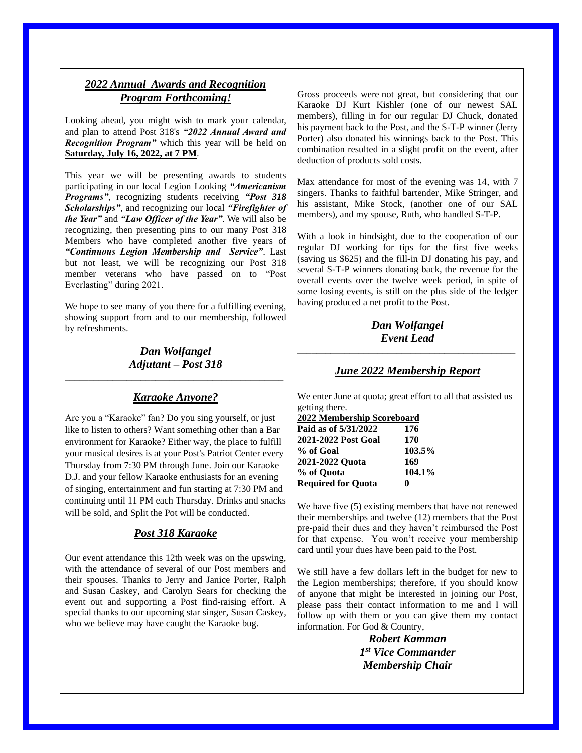## *2022 Annual Awards and Recognition Program Forthcoming!*

Looking ahead, you might wish to mark your calendar, and plan to attend Post 318's ***"2022 Annual Award and Recognition Program"*** which this year will be held on **Saturday, July 16, 2022, at 7 PM**.

This year we will be presenting awards to students participating in our local Legion Looking ***"Americanism Programs"***, recognizing students receiving ***"Post 318 Scholarships"***, and recognizing our local ***"Firefighter of the Year"*** and ***"Law Officer of the Year"***. We will also be recognizing, then presenting pins to our many Post 318 Members who have completed another five years of ***"Continuous Legion Membership and Service"***. Last but not least, we will be recognizing our Post 318 member veterans who have passed on to "Post Everlasting" during 2021.

We hope to see many of you there for a fulfilling evening, showing support from and to our membership, followed by refreshments.

***Dan Wolfangel***
***Adjutant – Post 318***

---

## *Karaoke Anyone?*

Are you a "Karaoke" fan? Do you sing yourself, or just like to listen to others? Want something other than a Bar environment for Karaoke? Either way, the place to fulfill your musical desires is at your Post's Patriot Center every Thursday from 7:30 PM through June. Join our Karaoke D.J. and your fellow Karaoke enthusiasts for an evening of singing, entertainment and fun starting at 7:30 PM and continuing until 11 PM each Thursday. Drinks and snacks will be sold, and Split the Pot will be conducted.

## *Post 318 Karaoke*

Our event attendance this 12th week was on the upswing, with the attendance of several of our Post members and their spouses. Thanks to Jerry and Janice Porter, Ralph and Susan Caskey, and Carolyn Sears for checking the event out and supporting a Post find-raising effort. A special thanks to our upcoming star singer, Susan Caskey, who we believe may have caught the Karaoke bug.

Gross proceeds were not great, but considering that our Karaoke DJ Kurt Kishler (one of our newest SAL members), filling in for our regular DJ Chuck, donated his payment back to the Post, and the S-T-P winner (Jerry Porter) also donated his winnings back to the Post. This combination resulted in a slight profit on the event, after deduction of products sold costs.

Max attendance for most of the evening was 14, with 7 singers. Thanks to faithful bartender, Mike Stringer, and his assistant, Mike Stock, (another one of our SAL members), and my spouse, Ruth, who handled S-T-P.

With a look in hindsight, due to the cooperation of our regular DJ working for tips for the first five weeks (saving us $625) and the fill-in DJ donating his pay, and several S-T-P winners donating back, the revenue for the overall events over the twelve week period, in spite of some losing events, is still on the plus side of the ledger having produced a net profit to the Post.

***Dan Wolfangel***
***Event Lead***

---

## *June 2022 Membership Report*

We enter June at quota; great effort to all that assisted us getting there.

| **2022 Membership Scoreboard** | |
|---|---|
| **Paid as of 5/31/2022** | **176** |
| **2021-2022 Post Goal** | **170** |
| **% of Goal** | **103.5%** |
| **2021-2022 Quota** | **169** |
| **% of Quota** | **104.1%** |
| **Required for Quota** | **0** |

We have five (5) existing members that have not renewed their memberships and twelve (12) members that the Post pre-paid their dues and they haven't reimbursed the Post for that expense. You won't receive your membership card until your dues have been paid to the Post.

We still have a few dollars left in the budget for new to the Legion memberships; therefore, if you should know of anyone that might be interested in joining our Post, please pass their contact information to me and I will follow up with them or you can give them my contact information. For God & Country,

***Robert Kamman***
***1st Vice Commander***
***Membership Chair***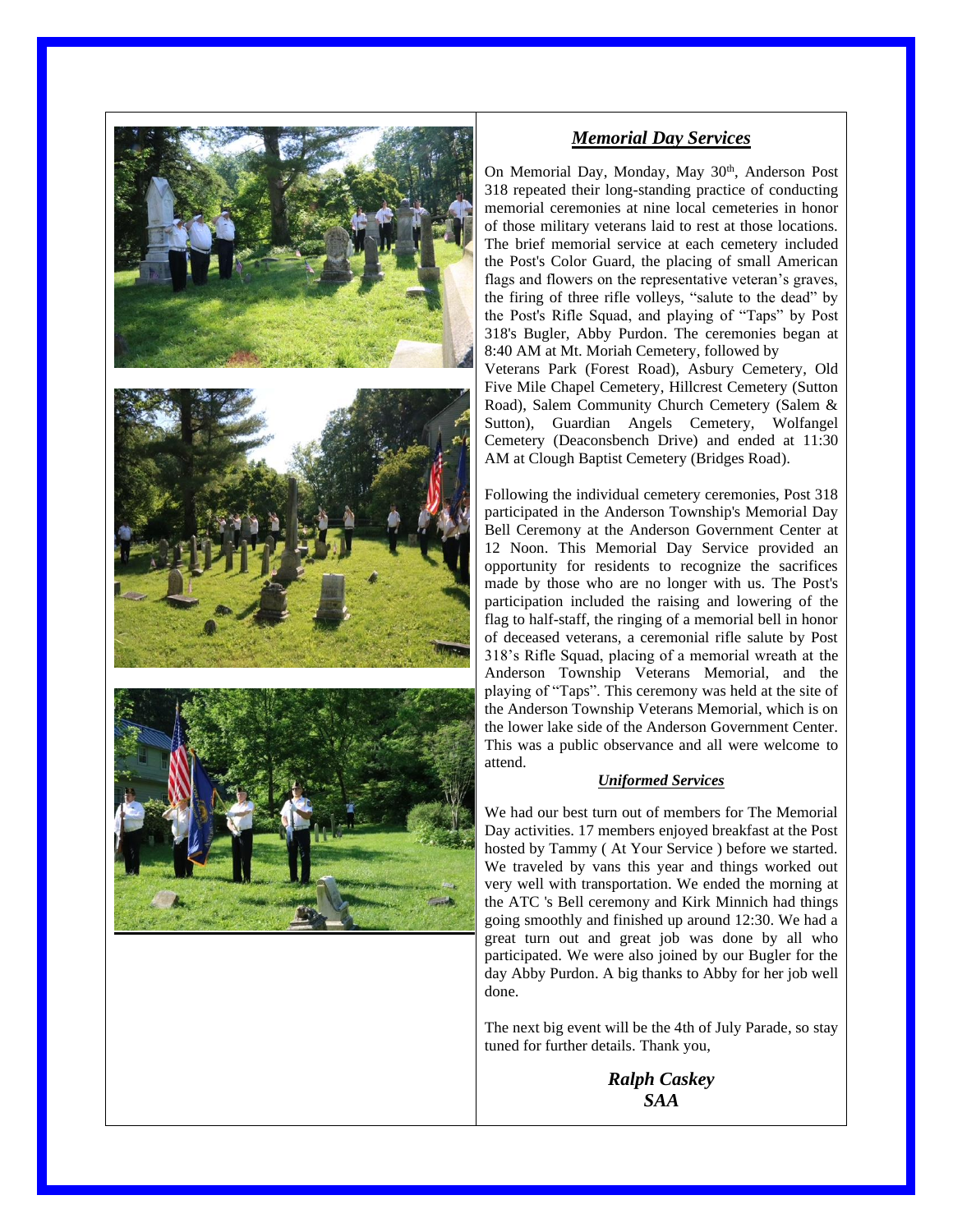### ***Memorial Day Services***

On Memorial Day, Monday, May 30th, Anderson Post 318 repeated their long-standing practice of conducting memorial ceremonies at nine local cemeteries in honor of those military veterans laid to rest at those locations. The brief memorial service at each cemetery included the Post's Color Guard, the placing of small American flags and flowers on the representative veteran's graves, the firing of three rifle volleys, "salute to the dead" by the Post's Rifle Squad, and playing of "Taps" by Post 318's Bugler, Abby Purdon. The ceremonies began at 8:40 AM at Mt. Moriah Cemetery, followed by Veterans Park (Forest Road), Asbury Cemetery, Old Five Mile Chapel Cemetery, Hillcrest Cemetery (Sutton Road), Salem Community Church Cemetery (Salem & Sutton), Guardian Angels Cemetery, Wolfangel Cemetery (Deaconsbench Drive) and ended at 11:30 AM at Clough Baptist Cemetery (Bridges Road).

Following the individual cemetery ceremonies, Post 318 participated in the Anderson Township's Memorial Day Bell Ceremony at the Anderson Government Center at 12 Noon. This Memorial Day Service provided an opportunity for residents to recognize the sacrifices made by those who are no longer with us. The Post's participation included the raising and lowering of the flag to half-staff, the ringing of a memorial bell in honor of deceased veterans, a ceremonial rifle salute by Post 318's Rifle Squad, placing of a memorial wreath at the Anderson Township Veterans Memorial, and the playing of "Taps". This ceremony was held at the site of the Anderson Township Veterans Memorial, which is on the lower lake side of the Anderson Government Center. This was a public observance and all were welcome to attend.

#### ***Uniformed Services***

We had our best turn out of members for The Memorial Day activities. 17 members enjoyed breakfast at the Post hosted by Tammy ( At Your Service ) before we started. We traveled by vans this year and things worked out very well with transportation. We ended the morning at the ATC 's Bell ceremony and Kirk Minnich had things going smoothly and finished up around 12:30. We had a great turn out and great job was done by all who participated. We were also joined by our Bugler for the day Abby Purdon. A big thanks to Abby for her job well done.

The next big event will be the 4th of July Parade, so stay tuned for further details. Thank you,

***Ralph Caskey***
***SAA***